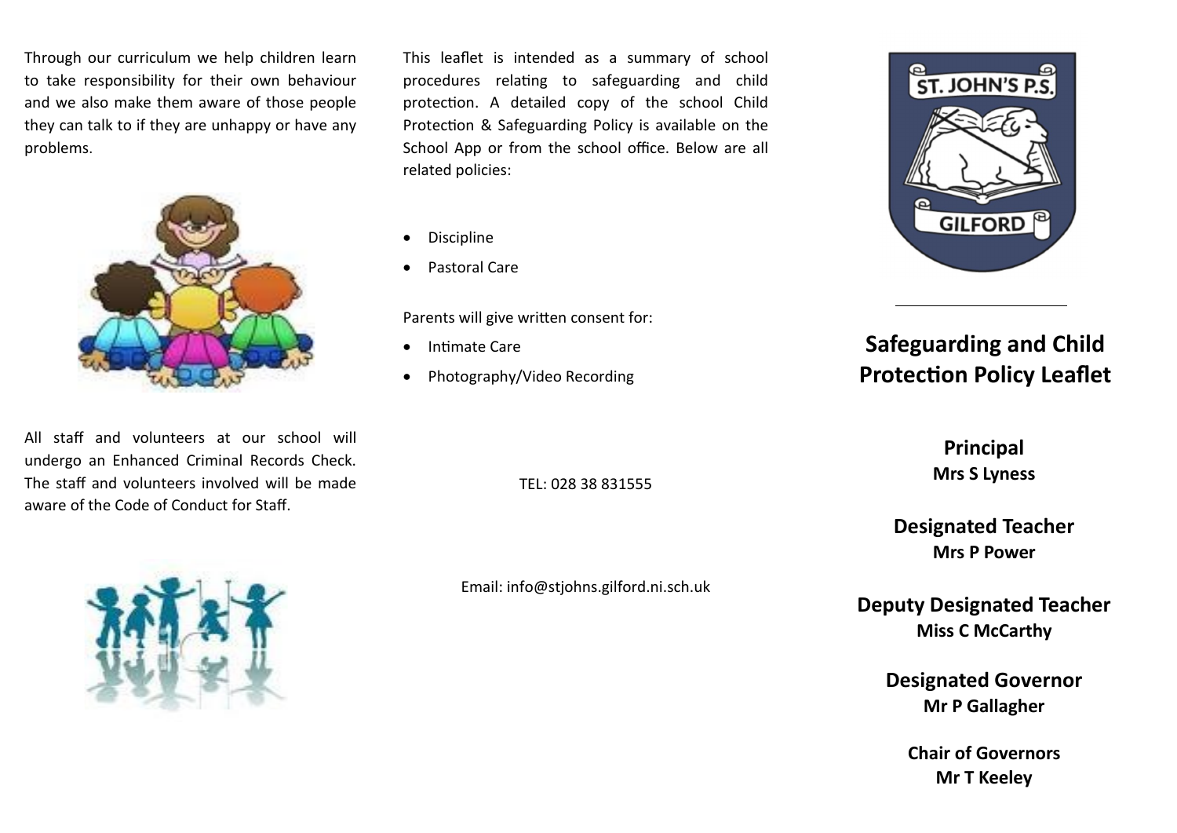Through our curriculum we help children learn to take responsibility for their own behaviour and we also make them aware of those people they can talk to if they are unhappy or have any problems.

All staff and volunteers at our school will undergo an Enhanced Criminal Records Check. The staff and volunteers involved will be made aware of the Code of Conduct for Staff.

This leaflet is intended as a summary of school procedures relating to safeguarding and child protection. A detailed copy of the school Child Protection & Safeguarding Policy is available on the School App or from the school office. Below are all related policies:

- Discipline
- Pastoral Care

Parents will give written consent for:

- Intimate Care
- Photography/Video Recording

TEL: 028 38 831555

Email: info@stjohns.gilford.ni.sch.uk

ST. JOHN'S P.S.

GILFORD

# Safeguarding and Child Protection Policy Leaflet

**Principal**
**Mrs S Lyness**

**Designated Teacher**
**Mrs P Power**

**Deputy Designated Teacher**
**Miss C McCarthy**

**Designated Governor**
**Mr P Gallagher**

**Chair of Governors**
**Mr T Keeley**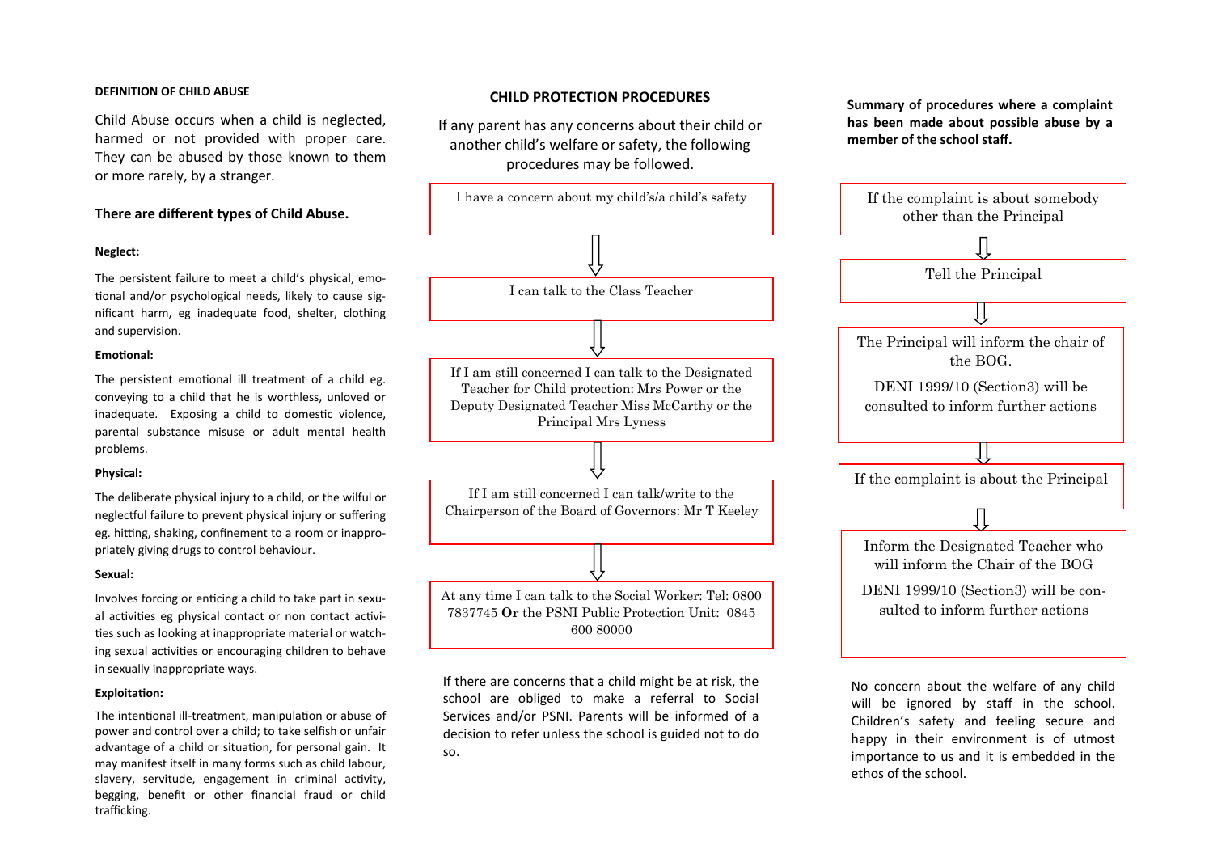**DEFINITION OF CHILD ABUSE**

Child Abuse occurs when a child is neglected, harmed or not provided with proper care. They can be abused by those known to them or more rarely, by a stranger.

**There are different types of Child Abuse.**

**Neglect:**

The persistent failure to meet a child's physical, emotional and/or psychological needs, likely to cause significant harm, eg inadequate food, shelter, clothing and supervision.

**Emotional:**

The persistent emotional ill treatment of a child eg. conveying to a child that he is worthless, unloved or inadequate. Exposing a child to domestic violence, parental substance misuse or adult mental health problems.

**Physical:**

The deliberate physical injury to a child, or the wilful or neglectful failure to prevent physical injury or suffering eg. hitting, shaking, confinement to a room or inappropriately giving drugs to control behaviour.

**Sexual:**

Involves forcing or enticing a child to take part in sexual activities eg physical contact or non contact activities such as looking at inappropriate material or watching sexual activities or encouraging children to behave in sexually inappropriate ways.

**Exploitation:**

The intentional ill-treatment, manipulation or abuse of power and control over a child; to take selfish or unfair advantage of a child or situation, for personal gain. It may manifest itself in many forms such as child labour, slavery, servitude, engagement in criminal activity, begging, benefit or other financial fraud or child trafficking.

**CHILD PROTECTION PROCEDURES**

If any parent has any concerns about their child or another child's welfare or safety, the following procedures may be followed.

I have a concern about my child's/a child's safety

⇩

I can talk to the Class Teacher

⇩

If I am still concerned I can talk to the Designated Teacher for Child protection: Mrs Power or the Deputy Designated Teacher Miss McCarthy or the Principal Mrs Lyness

⇩

If I am still concerned I can talk/write to the Chairperson of the Board of Governors: Mr T Keeley

⇩

At any time I can talk to the Social Worker: Tel: 0800 7837745 **Or** the PSNI Public Protection Unit: 0845 600 80000

If there are concerns that a child might be at risk, the school are obliged to make a referral to Social Services and/or PSNI. Parents will be informed of a decision to refer unless the school is guided not to do so.

**Summary of procedures where a complaint has been made about possible abuse by a member of the school staff.**

If the complaint is about somebody other than the Principal

⇩

Tell the Principal

⇩

The Principal will inform the chair of the BOG.

DENI 1999/10 (Section3) will be consulted to inform further actions

⇩

If the complaint is about the Principal

⇩

Inform the Designated Teacher who will inform the Chair of the BOG

DENI 1999/10 (Section3) will be consulted to inform further actions

No concern about the welfare of any child will be ignored by staff in the school. Children's safety and feeling secure and happy in their environment is of utmost importance to us and it is embedded in the ethos of the school.